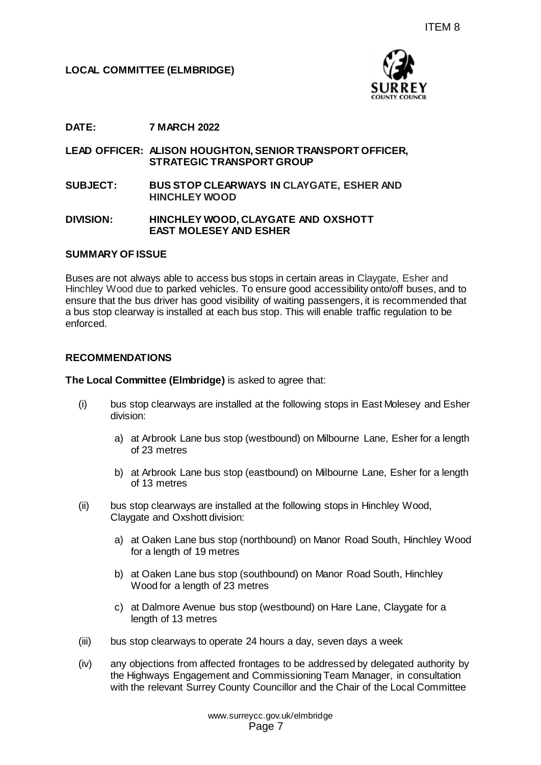ITEM 8

**LOCAL COMMITTEE (ELMBRIDGE)**

**DATE:** **7 MARCH 2022**

**LEAD OFFICER:** **ALISON HOUGHTON, SENIOR TRANSPORT OFFICER, STRATEGIC TRANSPORT GROUP**

**SUBJECT:** **BUS STOP CLEARWAYS IN CLAYGATE, ESHER AND HINCHLEY WOOD**

**DIVISION:** **HINCHLEY WOOD, CLAYGATE AND OXSHOTT EAST MOLESEY AND ESHER**

## SUMMARY OF ISSUE

Buses are not always able to access bus stops in certain areas in Claygate, Esher and Hinchley Wood due to parked vehicles. To ensure good accessibility onto/off buses, and to ensure that the bus driver has good visibility of waiting passengers, it is recommended that a bus stop clearway is installed at each bus stop. This will enable traffic regulation to be enforced.

## RECOMMENDATIONS

**The Local Committee (Elmbridge)** is asked to agree that:

(i) bus stop clearways are installed at the following stops in East Molesey and Esher division:

  a) at Arbrook Lane bus stop (westbound) on Milbourne Lane, Esher for a length of 23 metres

  b) at Arbrook Lane bus stop (eastbound) on Milbourne Lane, Esher for a length of 13 metres

(ii) bus stop clearways are installed at the following stops in Hinchley Wood, Claygate and Oxshott division:

  a) at Oaken Lane bus stop (northbound) on Manor Road South, Hinchley Wood for a length of 19 metres

  b) at Oaken Lane bus stop (southbound) on Manor Road South, Hinchley Wood for a length of 23 metres

  c) at Dalmore Avenue bus stop (westbound) on Hare Lane, Claygate for a length of 13 metres

(iii) bus stop clearways to operate 24 hours a day, seven days a week

(iv) any objections from affected frontages to be addressed by delegated authority by the Highways Engagement and Commissioning Team Manager, in consultation with the relevant Surrey County Councillor and the Chair of the Local Committee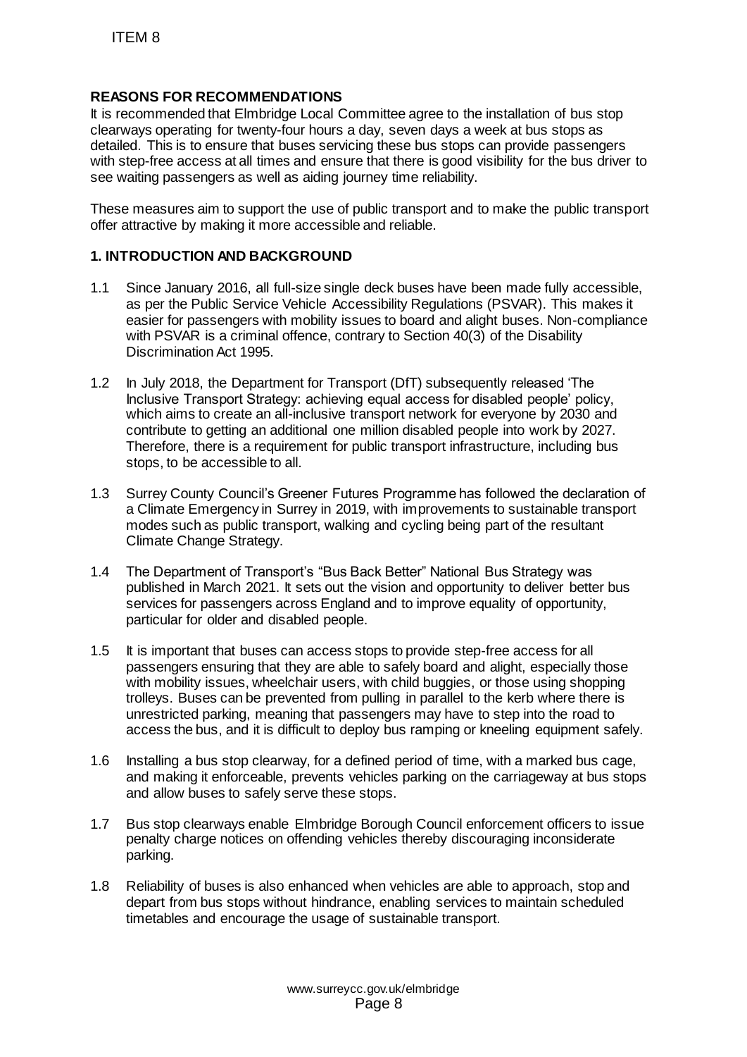## REASONS FOR RECOMMENDATIONS

It is recommended that Elmbridge Local Committee agree to the installation of bus stop clearways operating for twenty-four hours a day, seven days a week at bus stops as detailed. This is to ensure that buses servicing these bus stops can provide passengers with step-free access at all times and ensure that there is good visibility for the bus driver to see waiting passengers as well as aiding journey time reliability.

These measures aim to support the use of public transport and to make the public transport offer attractive by making it more accessible and reliable.

## 1. INTRODUCTION AND BACKGROUND

1.1 Since January 2016, all full-size single deck buses have been made fully accessible, as per the Public Service Vehicle Accessibility Regulations (PSVAR). This makes it easier for passengers with mobility issues to board and alight buses. Non-compliance with PSVAR is a criminal offence, contrary to Section 40(3) of the Disability Discrimination Act 1995.

1.2 In July 2018, the Department for Transport (DfT) subsequently released 'The Inclusive Transport Strategy: achieving equal access for disabled people' policy, which aims to create an all-inclusive transport network for everyone by 2030 and contribute to getting an additional one million disabled people into work by 2027. Therefore, there is a requirement for public transport infrastructure, including bus stops, to be accessible to all.

1.3 Surrey County Council's Greener Futures Programme has followed the declaration of a Climate Emergency in Surrey in 2019, with improvements to sustainable transport modes such as public transport, walking and cycling being part of the resultant Climate Change Strategy.

1.4 The Department of Transport's "Bus Back Better" National Bus Strategy was published in March 2021. It sets out the vision and opportunity to deliver better bus services for passengers across England and to improve equality of opportunity, particular for older and disabled people.

1.5 It is important that buses can access stops to provide step-free access for all passengers ensuring that they are able to safely board and alight, especially those with mobility issues, wheelchair users, with child buggies, or those using shopping trolleys. Buses can be prevented from pulling in parallel to the kerb where there is unrestricted parking, meaning that passengers may have to step into the road to access the bus, and it is difficult to deploy bus ramping or kneeling equipment safely.

1.6 Installing a bus stop clearway, for a defined period of time, with a marked bus cage, and making it enforceable, prevents vehicles parking on the carriageway at bus stops and allow buses to safely serve these stops.

1.7 Bus stop clearways enable Elmbridge Borough Council enforcement officers to issue penalty charge notices on offending vehicles thereby discouraging inconsiderate parking.

1.8 Reliability of buses is also enhanced when vehicles are able to approach, stop and depart from bus stops without hindrance, enabling services to maintain scheduled timetables and encourage the usage of sustainable transport.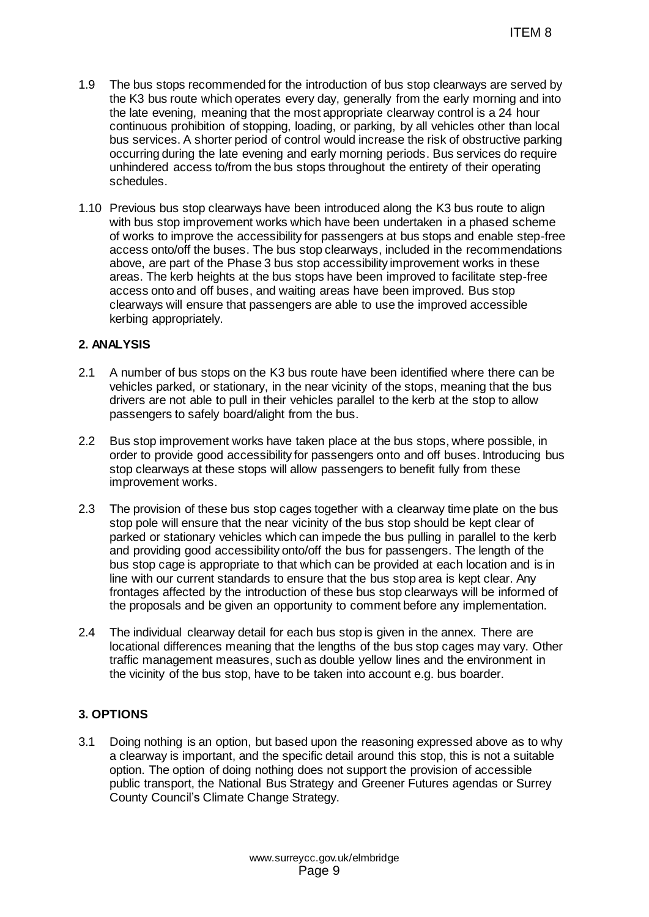1.9 The bus stops recommended for the introduction of bus stop clearways are served by the K3 bus route which operates every day, generally from the early morning and into the late evening, meaning that the most appropriate clearway control is a 24 hour continuous prohibition of stopping, loading, or parking, by all vehicles other than local bus services. A shorter period of control would increase the risk of obstructive parking occurring during the late evening and early morning periods. Bus services do require unhindered access to/from the bus stops throughout the entirety of their operating schedules.

1.10 Previous bus stop clearways have been introduced along the K3 bus route to align with bus stop improvement works which have been undertaken in a phased scheme of works to improve the accessibility for passengers at bus stops and enable step-free access onto/off the buses. The bus stop clearways, included in the recommendations above, are part of the Phase 3 bus stop accessibility improvement works in these areas. The kerb heights at the bus stops have been improved to facilitate step-free access onto and off buses, and waiting areas have been improved. Bus stop clearways will ensure that passengers are able to use the improved accessible kerbing appropriately.

## 2. ANALYSIS

2.1 A number of bus stops on the K3 bus route have been identified where there can be vehicles parked, or stationary, in the near vicinity of the stops, meaning that the bus drivers are not able to pull in their vehicles parallel to the kerb at the stop to allow passengers to safely board/alight from the bus.

2.2 Bus stop improvement works have taken place at the bus stops, where possible, in order to provide good accessibility for passengers onto and off buses. Introducing bus stop clearways at these stops will allow passengers to benefit fully from these improvement works.

2.3 The provision of these bus stop cages together with a clearway time plate on the bus stop pole will ensure that the near vicinity of the bus stop should be kept clear of parked or stationary vehicles which can impede the bus pulling in parallel to the kerb and providing good accessibility onto/off the bus for passengers. The length of the bus stop cage is appropriate to that which can be provided at each location and is in line with our current standards to ensure that the bus stop area is kept clear. Any frontages affected by the introduction of these bus stop clearways will be informed of the proposals and be given an opportunity to comment before any implementation.

2.4 The individual clearway detail for each bus stop is given in the annex. There are locational differences meaning that the lengths of the bus stop cages may vary. Other traffic management measures, such as double yellow lines and the environment in the vicinity of the bus stop, have to be taken into account e.g. bus boarder.

## 3. OPTIONS

3.1 Doing nothing is an option, but based upon the reasoning expressed above as to why a clearway is important, and the specific detail around this stop, this is not a suitable option. The option of doing nothing does not support the provision of accessible public transport, the National Bus Strategy and Greener Futures agendas or Surrey County Council's Climate Change Strategy.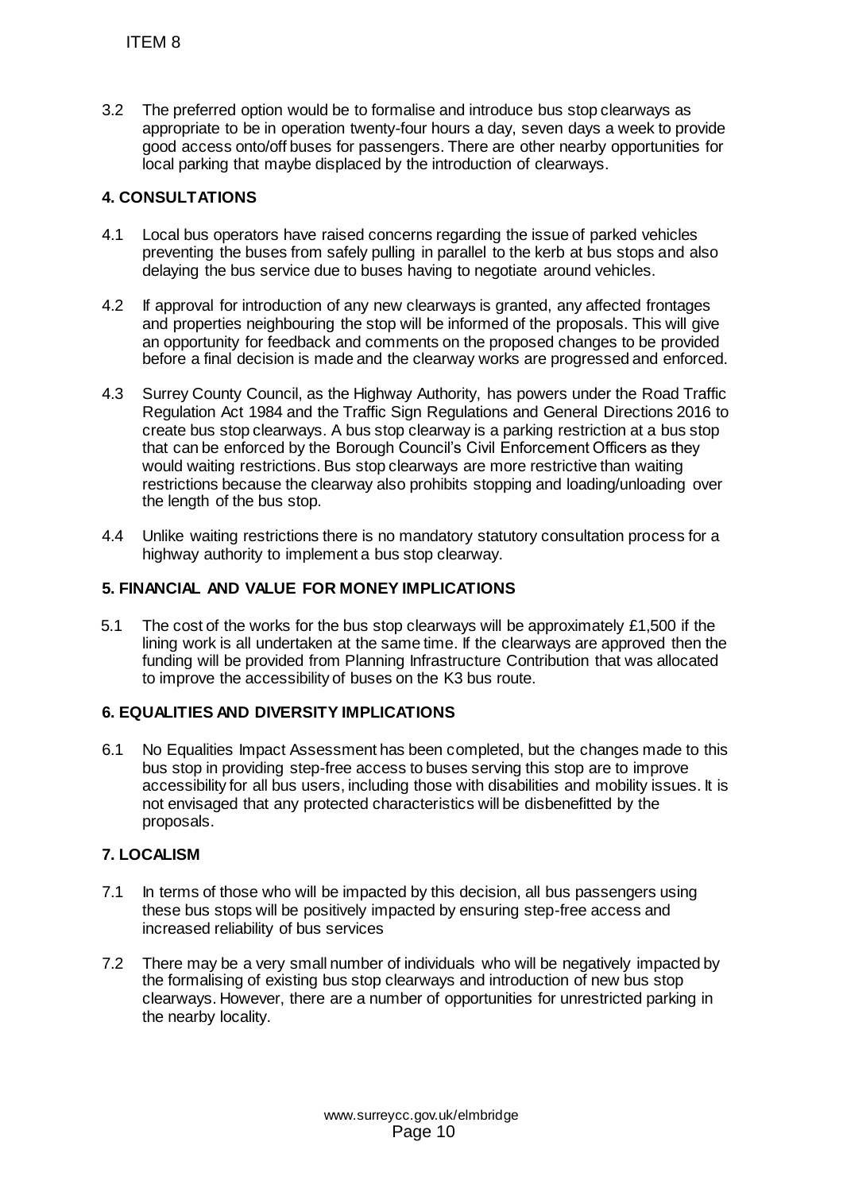3.2 The preferred option would be to formalise and introduce bus stop clearways as appropriate to be in operation twenty-four hours a day, seven days a week to provide good access onto/off buses for passengers. There are other nearby opportunities for local parking that maybe displaced by the introduction of clearways.

## 4. CONSULTATIONS

4.1 Local bus operators have raised concerns regarding the issue of parked vehicles preventing the buses from safely pulling in parallel to the kerb at bus stops and also delaying the bus service due to buses having to negotiate around vehicles.

4.2 If approval for introduction of any new clearways is granted, any affected frontages and properties neighbouring the stop will be informed of the proposals. This will give an opportunity for feedback and comments on the proposed changes to be provided before a final decision is made and the clearway works are progressed and enforced.

4.3 Surrey County Council, as the Highway Authority, has powers under the Road Traffic Regulation Act 1984 and the Traffic Sign Regulations and General Directions 2016 to create bus stop clearways. A bus stop clearway is a parking restriction at a bus stop that can be enforced by the Borough Council's Civil Enforcement Officers as they would waiting restrictions. Bus stop clearways are more restrictive than waiting restrictions because the clearway also prohibits stopping and loading/unloading over the length of the bus stop.

4.4 Unlike waiting restrictions there is no mandatory statutory consultation process for a highway authority to implement a bus stop clearway.

## 5. FINANCIAL AND VALUE FOR MONEY IMPLICATIONS

5.1 The cost of the works for the bus stop clearways will be approximately £1,500 if the lining work is all undertaken at the same time. If the clearways are approved then the funding will be provided from Planning Infrastructure Contribution that was allocated to improve the accessibility of buses on the K3 bus route.

## 6. EQUALITIES AND DIVERSITY IMPLICATIONS

6.1 No Equalities Impact Assessment has been completed, but the changes made to this bus stop in providing step-free access to buses serving this stop are to improve accessibility for all bus users, including those with disabilities and mobility issues. It is not envisaged that any protected characteristics will be disbenefitted by the proposals.

## 7. LOCALISM

7.1 In terms of those who will be impacted by this decision, all bus passengers using these bus stops will be positively impacted by ensuring step-free access and increased reliability of bus services

7.2 There may be a very small number of individuals who will be negatively impacted by the formalising of existing bus stop clearways and introduction of new bus stop clearways. However, there are a number of opportunities for unrestricted parking in the nearby locality.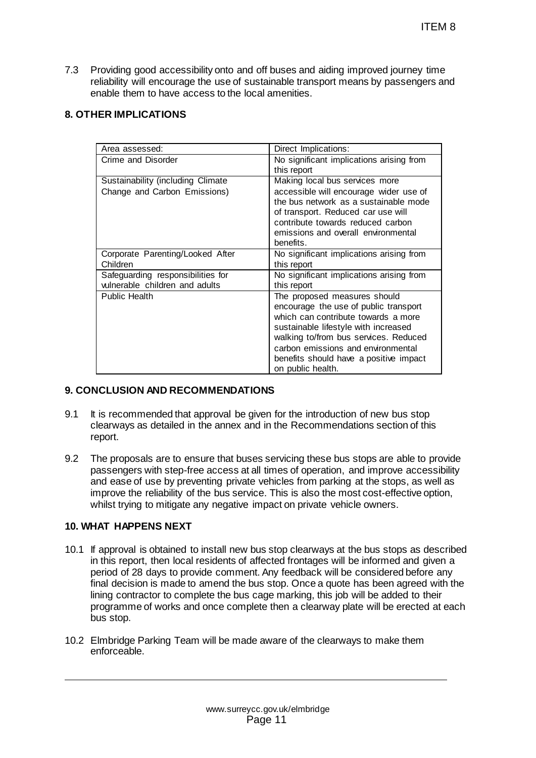7.3 Providing good accessibility onto and off buses and aiding improved journey time reliability will encourage the use of sustainable transport means by passengers and enable them to have access to the local amenities.

## 8. OTHER IMPLICATIONS

| Area assessed: | Direct Implications: |
|---|---|
| Crime and Disorder | No significant implications arising from this report |
| Sustainability (including Climate Change and Carbon Emissions) | Making local bus services more accessible will encourage wider use of the bus network as a sustainable mode of transport. Reduced car use will contribute towards reduced carbon emissions and overall environmental benefits. |
| Corporate Parenting/Looked After Children | No significant implications arising from this report |
| Safeguarding responsibilities for vulnerable children and adults | No significant implications arising from this report |
| Public Health | The proposed measures should encourage the use of public transport which can contribute towards a more sustainable lifestyle with increased walking to/from bus services. Reduced carbon emissions and environmental benefits should have a positive impact on public health. |

## 9. CONCLUSION AND RECOMMENDATIONS

9.1 It is recommended that approval be given for the introduction of new bus stop clearways as detailed in the annex and in the Recommendations section of this report.

9.2 The proposals are to ensure that buses servicing these bus stops are able to provide passengers with step-free access at all times of operation, and improve accessibility and ease of use by preventing private vehicles from parking at the stops, as well as improve the reliability of the bus service. This is also the most cost-effective option, whilst trying to mitigate any negative impact on private vehicle owners.

## 10. WHAT HAPPENS NEXT

10.1 If approval is obtained to install new bus stop clearways at the bus stops as described in this report, then local residents of affected frontages will be informed and given a period of 28 days to provide comment. Any feedback will be considered before any final decision is made to amend the bus stop. Once a quote has been agreed with the lining contractor to complete the bus cage marking, this job will be added to their programme of works and once complete then a clearway plate will be erected at each bus stop.

10.2 Elmbridge Parking Team will be made aware of the clearways to make them enforceable.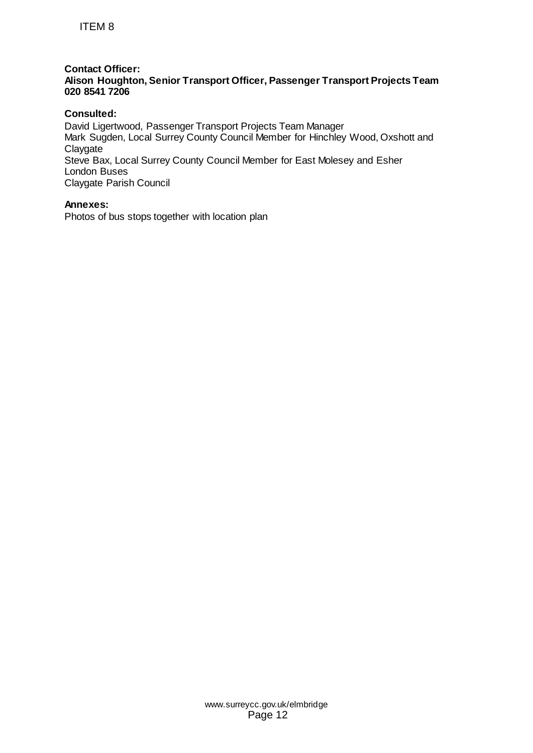**Contact Officer:**
**Alison Houghton, Senior Transport Officer, Passenger Transport Projects Team**
**020 8541 7206**

**Consulted:**
David Ligertwood, Passenger Transport Projects Team Manager
Mark Sugden, Local Surrey County Council Member for Hinchley Wood, Oxshott and Claygate
Steve Bax, Local Surrey County Council Member for East Molesey and Esher
London Buses
Claygate Parish Council

**Annexes:**
Photos of bus stops together with location plan